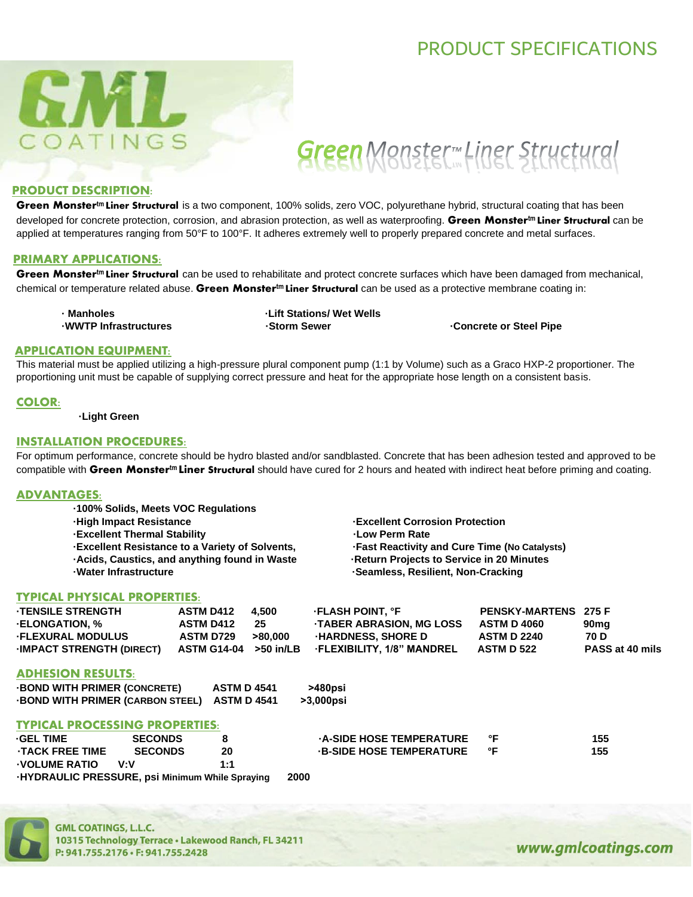# PRODUCT SPECIFICATIONS

GML COATINGS

# Green Monster™ Liner Structural

## PRODUCT DESCRIPTION:

**Green Monster[tm] Liner Structural** is a two component, 100% solids, zero VOC, polyurethane hybrid, structural coating that has been developed for concrete protection, corrosion, and abrasion protection, as well as waterproofing. **Green Monster[tm] Liner Structural** can be applied at temperatures ranging from 50°F to 100°F. It adheres extremely well to properly prepared concrete and metal surfaces.

## PRIMARY APPLICATIONS:

**Green Monster[tm] Liner Structural** can be used to rehabilitate and protect concrete surfaces which have been damaged from mechanical, chemical or temperature related abuse. **Green Monster[tm] Liner Structural** can be used as a protective membrane coating in:

- **Manholes**
- **WWTP Infrastructures**
- **Lift Stations/ Wet Wells**
- **Storm Sewer**
- **Concrete or Steel Pipe**

## APPLICATION EQUIPMENT:

This material must be applied utilizing a high-pressure plural component pump (1:1 by Volume) such as a Graco HXP-2 proportioner. The proportioning unit must be capable of supplying correct pressure and heat for the appropriate hose length on a consistent basis.

## COLOR:

- **Light Green**

## INSTALLATION PROCEDURES:

For optimum performance, concrete should be hydro blasted and/or sandblasted. Concrete that has been adhesion tested and approved to be compatible with **Green Monster[tm] Liner Structural** should have cured for 2 hours and heated with indirect heat before priming and coating.

## ADVANTAGES:

- **100% Solids, Meets VOC Regulations**
- **High Impact Resistance**
- **Excellent Thermal Stability**
- **Excellent Resistance to a Variety of Solvents,**
- **Acids, Caustics, and anything found in Waste**
- **Water Infrastructure**
- **Excellent Corrosion Protection**
- **Low Perm Rate**
- **Fast Reactivity and Cure Time (No Catalysts)**
- **Return Projects to Service in 20 Minutes**
- **Seamless, Resilient, Non-Cracking**

## TYPICAL PHYSICAL PROPERTIES:

| Property | Test Method | Value |
|---|---|---|
| TENSILE STRENGTH | ASTM D412 | 4,500 |
| ELONGATION, % | ASTM D412 | 25 |
| FLEXURAL MODULUS | ASTM D729 | >80,000 |
| IMPACT STRENGTH (DIRECT) | ASTM G14-04 | >50 in/LB |
| FLASH POINT, °F | PENSKY-MARTENS | 275 F |
| TABER ABRASION, MG LOSS | ASTM D 4060 | 90mg |
| HARDNESS, SHORE D | ASTM D 2240 | 70 D |
| FLEXIBILITY, 1/8" MANDREL | ASTM D 522 | PASS at 40 mils |

## ADHESION RESULTS:

| Property | Test Method | Value |
|---|---|---|
| BOND WITH PRIMER (CONCRETE) | ASTM D 4541 | >480psi |
| BOND WITH PRIMER (CARBON STEEL) | ASTM D 4541 | >3,000psi |

## TYPICAL PROCESSING PROPERTIES:

| Property | Unit | Value |
|---|---|---|
| GEL TIME | SECONDS | 8 |
| TACK FREE TIME | SECONDS | 20 |
| VOLUME RATIO | V:V | 1:1 |
| HYDRAULIC PRESSURE, psi Minimum While Spraying | | 2000 |
| A-SIDE HOSE TEMPERATURE | °F | 155 |
| B-SIDE HOSE TEMPERATURE | °F | 155 |

**GML COATINGS, L.L.C.**
10315 Technology Terrace • Lakewood Ranch, FL 34211
P: 941.755.2176 • F: 941.755.2428

www.gmlcoatings.com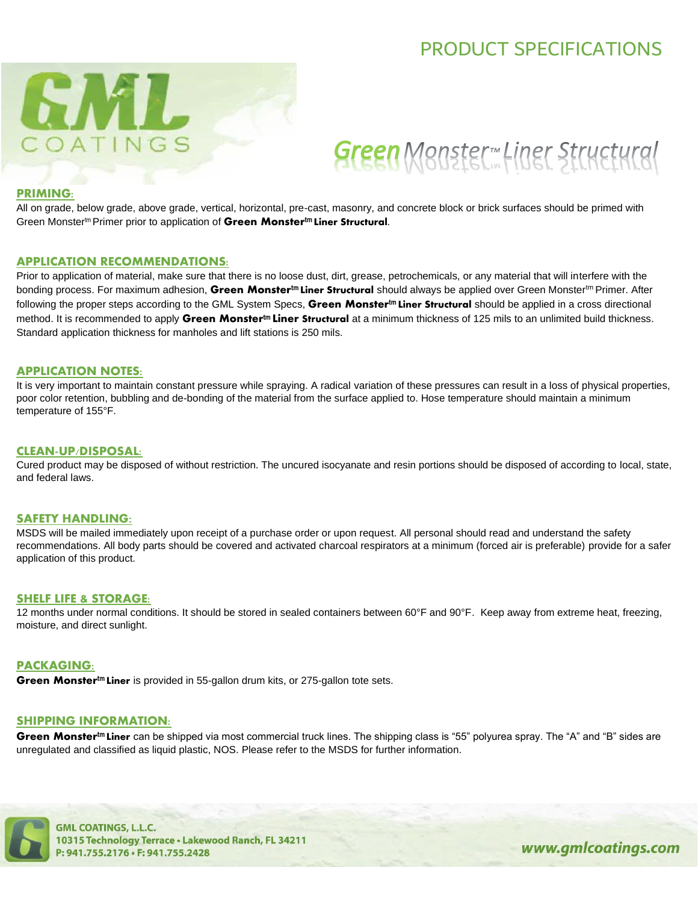# PRODUCT SPECIFICATIONS

GML COATINGS

## Green Monster™ Liner Structural

### PRIMING:

All on grade, below grade, above grade, vertical, horizontal, pre-cast, masonry, and concrete block or brick surfaces should be primed with Green Monster[tm] Primer prior to application of **Green Monster[tm] Liner Structural**.

### APPLICATION RECOMMENDATIONS:

Prior to application of material, make sure that there is no loose dust, dirt, grease, petrochemicals, or any material that will interfere with the bonding process. For maximum adhesion, **Green Monster[tm] Liner Structural** should always be applied over Green Monster[tm] Primer. After following the proper steps according to the GML System Specs, **Green Monster[tm] Liner Structural** should be applied in a cross directional method. It is recommended to apply **Green Monster[tm] Liner Structural** at a minimum thickness of 125 mils to an unlimited build thickness. Standard application thickness for manholes and lift stations is 250 mils.

### APPLICATION NOTES:

It is very important to maintain constant pressure while spraying. A radical variation of these pressures can result in a loss of physical properties, poor color retention, bubbling and de-bonding of the material from the surface applied to. Hose temperature should maintain a minimum temperature of 155°F.

### CLEAN-UP/DISPOSAL:

Cured product may be disposed of without restriction. The uncured isocyanate and resin portions should be disposed of according to local, state, and federal laws.

### SAFETY HANDLING:

MSDS will be mailed immediately upon receipt of a purchase order or upon request. All personal should read and understand the safety recommendations. All body parts should be covered and activated charcoal respirators at a minimum (forced air is preferable) provide for a safer application of this product.

### SHELF LIFE & STORAGE:

12 months under normal conditions. It should be stored in sealed containers between 60°F and 90°F. Keep away from extreme heat, freezing, moisture, and direct sunlight.

### PACKAGING:

**Green Monster[tm] Liner** is provided in 55-gallon drum kits, or 275-gallon tote sets.

### SHIPPING INFORMATION:

**Green Monster[tm] Liner** can be shipped via most commercial truck lines. The shipping class is "55" polyurea spray. The "A" and "B" sides are unregulated and classified as liquid plastic, NOS. Please refer to the MSDS for further information.

**GML COATINGS, L.L.C.**
**10315 Technology Terrace • Lakewood Ranch, FL 34211**
**P: 941.755.2176 • F: 941.755.2428**

***www.gmlcoatings.com***